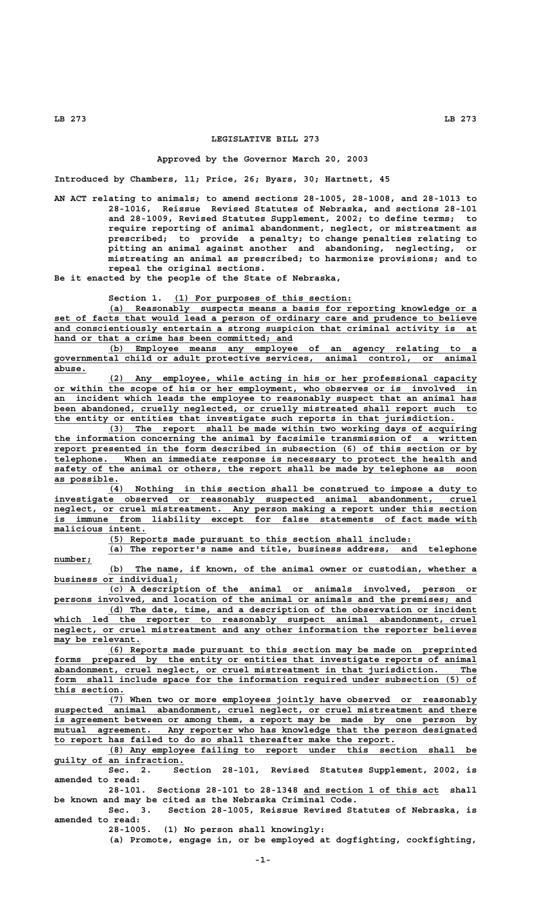# LEGISLATIVE BILL 273

Approved by the Governor March 20, 2003

Introduced by Chambers, 11; Price, 26; Byars, 30; Hartnett, 45

AN ACT relating to animals; to amend sections 28-1005, 28-1008, and 28-1013 to 28-1016, Reissue Revised Statutes of Nebraska, and sections 28-101 and 28-1009, Revised Statutes Supplement, 2002; to define terms; to require reporting of animal abandonment, neglect, or mistreatment as prescribed; to provide a penalty; to change penalties relating to pitting an animal against another and abandoning, neglecting, or mistreating an animal as prescribed; to harmonize provisions; and to repeal the original sections.

Be it enacted by the people of the State of Nebraska,

Section 1. (1) For purposes of this section:

(a) Reasonably suspects means a basis for reporting knowledge or a set of facts that would lead a person of ordinary care and prudence to believe and conscientiously entertain a strong suspicion that criminal activity is at hand or that a crime has been committed; and

(b) Employee means any employee of an agency relating to a governmental child or adult protective services, animal control, or animal abuse.

(2) Any employee, while acting in his or her professional capacity or within the scope of his or her employment, who observes or is involved in an incident which leads the employee to reasonably suspect that an animal has been abandoned, cruelly neglected, or cruelly mistreated shall report such to the entity or entities that investigate such reports in that jurisdiction.

(3) The report shall be made within two working days of acquiring the information concerning the animal by facsimile transmission of a written report presented in the form described in subsection (6) of this section or by telephone. When an immediate response is necessary to protect the health and safety of the animal or others, the report shall be made by telephone as soon as possible.

(4) Nothing in this section shall be construed to impose a duty to investigate observed or reasonably suspected animal abandonment, cruel neglect, or cruel mistreatment. Any person making a report under this section is immune from liability except for false statements of fact made with malicious intent.

(5) Reports made pursuant to this section shall include:

(a) The reporter's name and title, business address, and telephone number;

(b) The name, if known, of the animal owner or custodian, whether a business or individual;

(c) A description of the animal or animals involved, person or persons involved, and location of the animal or animals and the premises; and

(d) The date, time, and a description of the observation or incident which led the reporter to reasonably suspect animal abandonment, cruel neglect, or cruel mistreatment and any other information the reporter believes may be relevant.

(6) Reports made pursuant to this section may be made on preprinted forms prepared by the entity or entities that investigate reports of animal abandonment, cruel neglect, or cruel mistreatment in that jurisdiction. The form shall include space for the information required under subsection (5) of this section.

(7) When two or more employees jointly have observed or reasonably suspected animal abandonment, cruel neglect, or cruel mistreatment and there is agreement between or among them, a report may be made by one person by mutual agreement. Any reporter who has knowledge that the person designated to report has failed to do so shall thereafter make the report.

(8) Any employee failing to report under this section shall be guilty of an infraction.

Sec. 2. Section 28-101, Revised Statutes Supplement, 2002, is amended to read:

28-101. Sections 28-101 to 28-1348 and section 1 of this act shall be known and may be cited as the Nebraska Criminal Code.

Sec. 3. Section 28-1005, Reissue Revised Statutes of Nebraska, is amended to read:

28-1005. (1) No person shall knowingly:

(a) Promote, engage in, or be employed at dogfighting, cockfighting,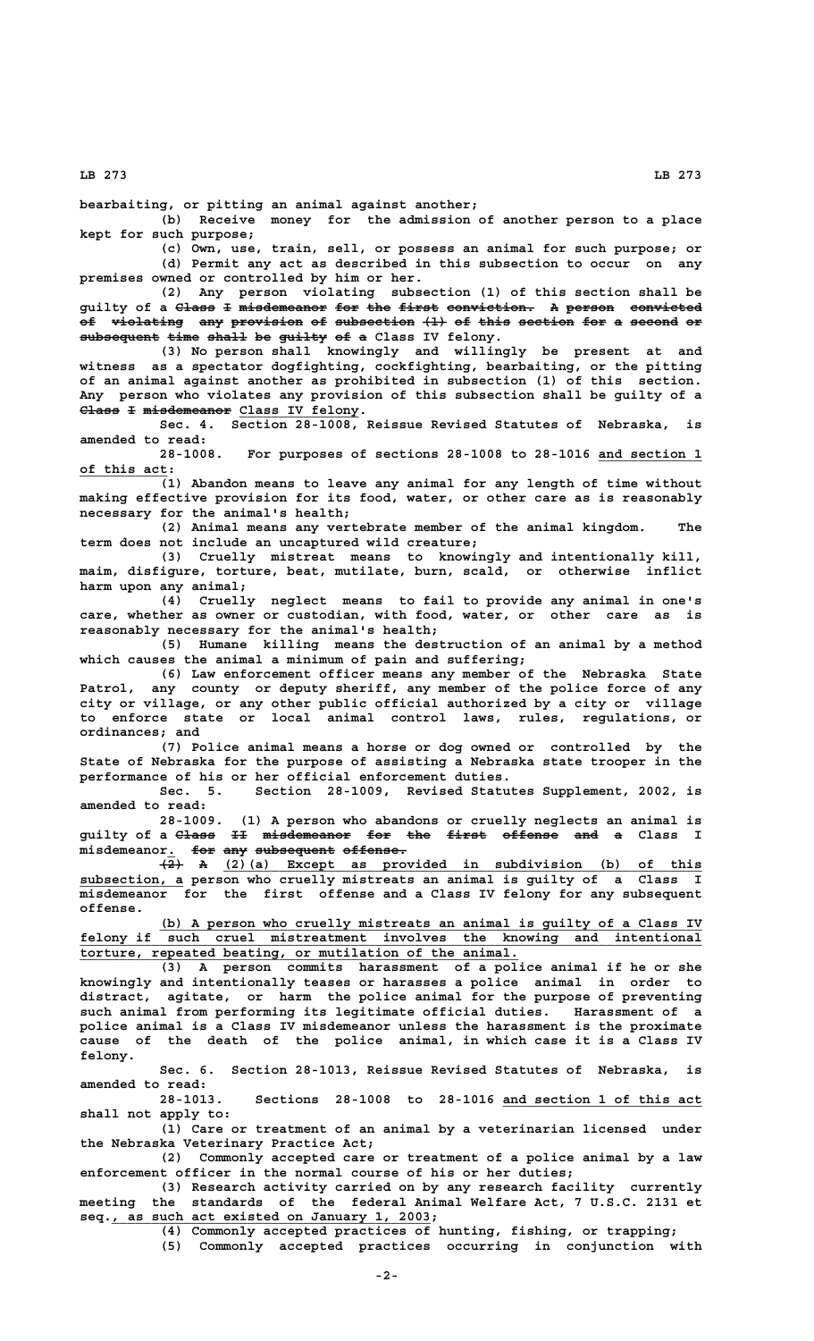bearbaiting, or pitting an animal against another;

(b) Receive money for the admission of another person to a place kept for such purpose;

(c) Own, use, train, sell, or possess an animal for such purpose; or

(d) Permit any act as described in this subsection to occur on any premises owned or controlled by him or her.

(2) Any person violating subsection (1) of this section shall be guilty of a ~~Class I misdemeanor for the first conviction. A person convicted of violating any provision of subsection (1) of this section for a second or subsequent time shall be guilty of a~~ Class IV felony.

(3) No person shall knowingly and willingly be present at and witness as a spectator dogfighting, cockfighting, bearbaiting, or the pitting of an animal against another as prohibited in subsection (1) of this section. Any person who violates any provision of this subsection shall be guilty of a ~~Class I misdemeanor~~ Class IV felony.

Sec. 4. Section 28-1008, Reissue Revised Statutes of Nebraska, is amended to read:

28-1008. For purposes of sections 28-1008 to 28-1016 and section 1 of this act:

(1) Abandon means to leave any animal for any length of time without making effective provision for its food, water, or other care as is reasonably necessary for the animal's health;

(2) Animal means any vertebrate member of the animal kingdom. The term does not include an uncaptured wild creature;

(3) Cruelly mistreat means to knowingly and intentionally kill, maim, disfigure, torture, beat, mutilate, burn, scald, or otherwise inflict harm upon any animal;

(4) Cruelly neglect means to fail to provide any animal in one's care, whether as owner or custodian, with food, water, or other care as is reasonably necessary for the animal's health;

(5) Humane killing means the destruction of an animal by a method which causes the animal a minimum of pain and suffering;

(6) Law enforcement officer means any member of the Nebraska State Patrol, any county or deputy sheriff, any member of the police force of any city or village, or any other public official authorized by a city or village to enforce state or local animal control laws, rules, regulations, or ordinances; and

(7) Police animal means a horse or dog owned or controlled by the State of Nebraska for the purpose of assisting a Nebraska state trooper in the performance of his or her official enforcement duties.

Sec. 5. Section 28-1009, Revised Statutes Supplement, 2002, is amended to read:

28-1009. (1) A person who abandons or cruelly neglects an animal is guilty of a ~~Class II misdemeanor for the first offense and a~~ Class I misdemeanor. ~~for any subsequent offense.~~

~~(2)~~ ~~A~~ (2)(a) Except as provided in subdivision (b) of this subsection, a person who cruelly mistreats an animal is guilty of a Class I misdemeanor for the first offense and a Class IV felony for any subsequent offense.

(b) A person who cruelly mistreats an animal is guilty of a Class IV felony if such cruel mistreatment involves the knowing and intentional torture, repeated beating, or mutilation of the animal.

(3) A person commits harassment of a police animal if he or she knowingly and intentionally teases or harasses a police animal in order to distract, agitate, or harm the police animal for the purpose of preventing such animal from performing its legitimate official duties. Harassment of a police animal is a Class IV misdemeanor unless the harassment is the proximate cause of the death of the police animal, in which case it is a Class IV felony.

Sec. 6. Section 28-1013, Reissue Revised Statutes of Nebraska, is amended to read:

28-1013. Sections 28-1008 to 28-1016 and section 1 of this act shall not apply to:

(1) Care or treatment of an animal by a veterinarian licensed under the Nebraska Veterinary Practice Act;

(2) Commonly accepted care or treatment of a police animal by a law enforcement officer in the normal course of his or her duties;

(3) Research activity carried on by any research facility currently meeting the standards of the federal Animal Welfare Act, 7 U.S.C. 2131 et seq., as such act existed on January 1, 2003;

(4) Commonly accepted practices of hunting, fishing, or trapping;

(5) Commonly accepted practices occurring in conjunction with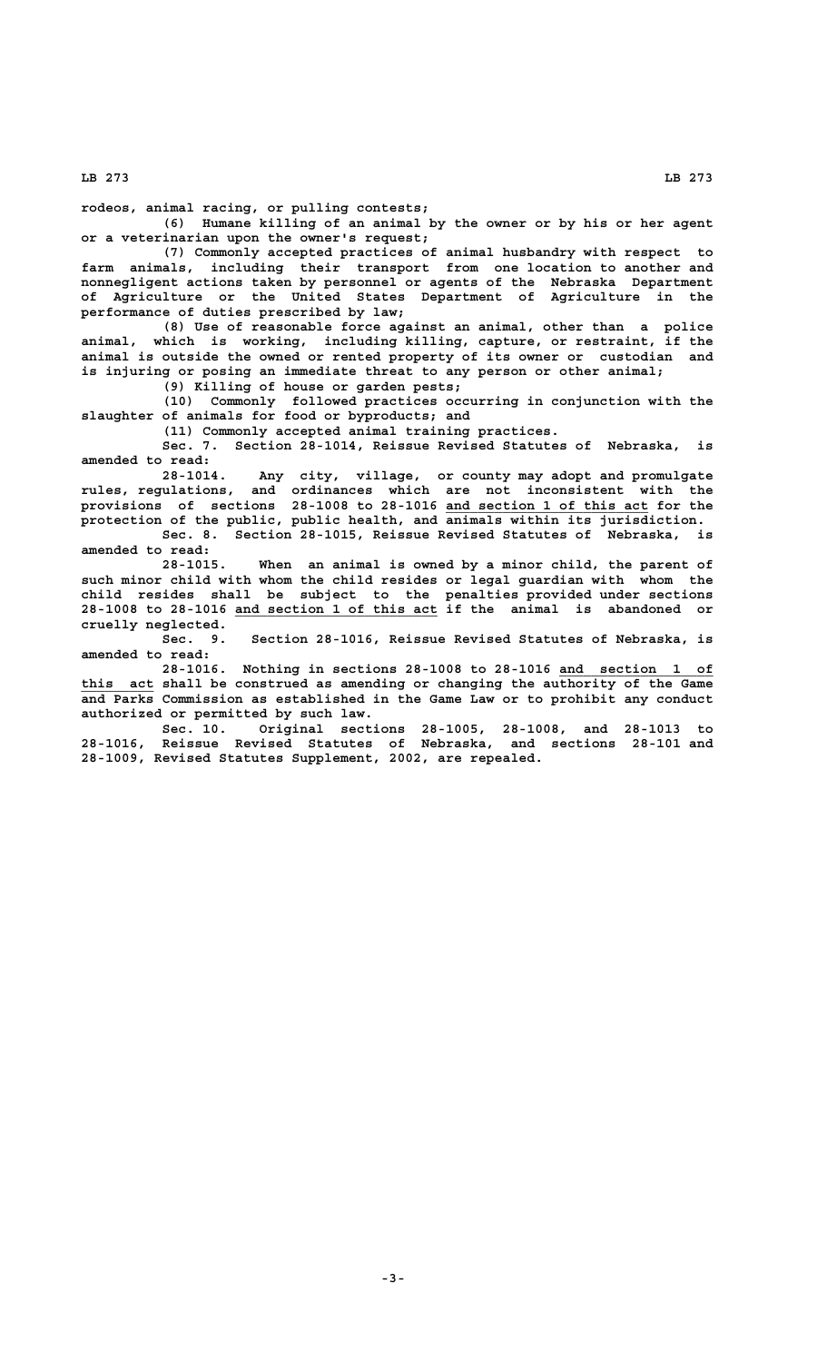rodeos, animal racing, or pulling contests;

(6) Humane killing of an animal by the owner or by his or her agent or a veterinarian upon the owner's request;

(7) Commonly accepted practices of animal husbandry with respect to farm animals, including their transport from one location to another and nonnegligent actions taken by personnel or agents of the Nebraska Department of Agriculture or the United States Department of Agriculture in the performance of duties prescribed by law;

(8) Use of reasonable force against an animal, other than a police animal, which is working, including killing, capture, or restraint, if the animal is outside the owned or rented property of its owner or custodian and is injuring or posing an immediate threat to any person or other animal;

(9) Killing of house or garden pests;

(10) Commonly followed practices occurring in conjunction with the slaughter of animals for food or byproducts; and

(11) Commonly accepted animal training practices.

Sec. 7. Section 28-1014, Reissue Revised Statutes of Nebraska, is amended to read:

28-1014. Any city, village, or county may adopt and promulgate rules, regulations, and ordinances which are not inconsistent with the provisions of sections 28-1008 to 28-1016 and section 1 of this act for the protection of the public, public health, and animals within its jurisdiction.

Sec. 8. Section 28-1015, Reissue Revised Statutes of Nebraska, is amended to read:

28-1015. When an animal is owned by a minor child, the parent of such minor child with whom the child resides or legal guardian with whom the child resides shall be subject to the penalties provided under sections 28-1008 to 28-1016 and section 1 of this act if the animal is abandoned or cruelly neglected.

Sec. 9. Section 28-1016, Reissue Revised Statutes of Nebraska, is amended to read:

28-1016. Nothing in sections 28-1008 to 28-1016 and section 1 of this act shall be construed as amending or changing the authority of the Game and Parks Commission as established in the Game Law or to prohibit any conduct authorized or permitted by such law.

Sec. 10. Original sections 28-1005, 28-1008, and 28-1013 to 28-1016, Reissue Revised Statutes of Nebraska, and sections 28-101 and 28-1009, Revised Statutes Supplement, 2002, are repealed.